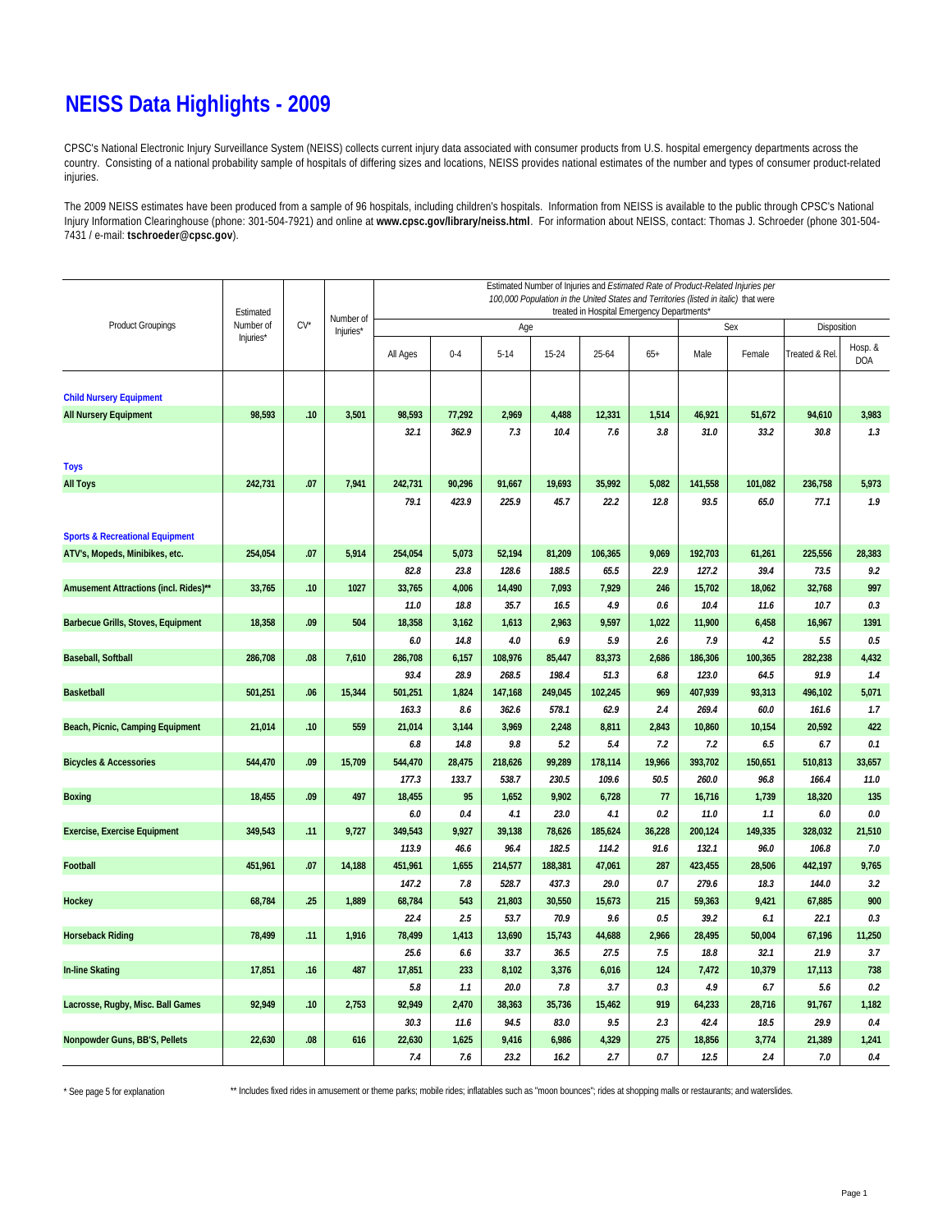# NEISS Data Highlights - 2009

CPSC's National Electronic Injury Surveillance System (NEISS) collects current injury data associated with consumer products from U.S. hospital emergency departments across the country. Consisting of a national probability sample of hospitals of differing sizes and locations, NEISS provides national estimates of the number and types of consumer product-related injuries.

The 2009 NEISS estimates have been produced from a sample of 96 hospitals, including children's hospitals. Information from NEISS is available to the public through CPSC's National Injury Information Clearinghouse (phone: 301-504-7921) and online at **www.cpsc.gov/library/neiss.html**. For information about NEISS, contact: Thomas J. Schroeder (phone 301-504-7431 / e-mail: **tschroeder@cpsc.gov**).

| Product Groupings | Estimated Number of Injuries* | CV* | Number of Injuries* | Estimated Number of Injuries and *Estimated Rate of Product-Related Injuries per 100,000 Population in the United States and Territories (listed in italic)* that were treated in Hospital Emergency Departments* | | | | | | | | | |
|---|---|---|---|---|---|---|---|---|---|---|---|---|---|
| | | | | Age | | | | | | Sex | | Disposition | |
| | | | | All Ages | 0-4 | 5-14 | 15-24 | 25-64 | 65+ | Male | Female | Treated & Rel. | Hosp. & DOA |
| **Child Nursery Equipment** | | | | | | | | | | | | | |
| **All Nursery Equipment** | 98,593 | .10 | 3,501 | 98,593 | 77,292 | 2,969 | 4,488 | 12,331 | 1,514 | 46,921 | 51,672 | 94,610 | 3,983 |
| | | | | *32.1* | *362.9* | *7.3* | *10.4* | *7.6* | *3.8* | *31.0* | *33.2* | *30.8* | *1.3* |
| **Toys** | | | | | | | | | | | | | |
| **All Toys** | 242,731 | .07 | 7,941 | 242,731 | 90,296 | 91,667 | 19,693 | 35,992 | 5,082 | 141,558 | 101,082 | 236,758 | 5,973 |
| | | | | *79.1* | *423.9* | *225.9* | *45.7* | *22.2* | *12.8* | *93.5* | *65.0* | *77.1* | *1.9* |
| **Sports & Recreational Equipment** | | | | | | | | | | | | | |
| **ATV's, Mopeds, Minibikes, etc.** | 254,054 | .07 | 5,914 | 254,054 | 5,073 | 52,194 | 81,209 | 106,365 | 9,069 | 192,703 | 61,261 | 225,556 | 28,383 |
| | | | | *82.8* | *23.8* | *128.6* | *188.5* | *65.5* | *22.9* | *127.2* | *39.4* | *73.5* | *9.2* |
| **Amusement Attractions (incl. Rides)**** | 33,765 | .10 | 1027 | 33,765 | 4,006 | 14,490 | 7,093 | 7,929 | 246 | 15,702 | 18,062 | 32,768 | 997 |
| | | | | *11.0* | *18.8* | *35.7* | *16.5* | *4.9* | *0.6* | *10.4* | *11.6* | *10.7* | *0.3* |
| **Barbecue Grills, Stoves, Equipment** | 18,358 | .09 | 504 | 18,358 | 3,162 | 1,613 | 2,963 | 9,597 | 1,022 | 11,900 | 6,458 | 16,967 | 1391 |
| | | | | *6.0* | *14.8* | *4.0* | *6.9* | *5.9* | *2.6* | *7.9* | *4.2* | *5.5* | *0.5* |
| **Baseball, Softball** | 286,708 | .08 | 7,610 | 286,708 | 6,157 | 108,976 | 85,447 | 83,373 | 2,686 | 186,306 | 100,365 | 282,238 | 4,432 |
| | | | | *93.4* | *28.9* | *268.5* | *198.4* | *51.3* | *6.8* | *123.0* | *64.5* | *91.9* | *1.4* |
| **Basketball** | 501,251 | .06 | 15,344 | 501,251 | 1,824 | 147,168 | 249,045 | 102,245 | 969 | 407,939 | 93,313 | 496,102 | 5,071 |
| | | | | *163.3* | *8.6* | *362.6* | *578.1* | *62.9* | *2.4* | *269.4* | *60.0* | *161.6* | *1.7* |
| **Beach, Picnic, Camping Equipment** | 21,014 | .10 | 559 | 21,014 | 3,144 | 3,969 | 2,248 | 8,811 | 2,843 | 10,860 | 10,154 | 20,592 | 422 |
| | | | | *6.8* | *14.8* | *9.8* | *5.2* | *5.4* | *7.2* | *7.2* | *6.5* | *6.7* | *0.1* |
| **Bicycles & Accessories** | 544,470 | .09 | 15,709 | 544,470 | 28,475 | 218,626 | 99,289 | 178,114 | 19,966 | 393,702 | 150,651 | 510,813 | 33,657 |
| | | | | *177.3* | *133.7* | *538.7* | *230.5* | *109.6* | *50.5* | *260.0* | *96.8* | *166.4* | *11.0* |
| **Boxing** | 18,455 | .09 | 497 | 18,455 | 95 | 1,652 | 9,902 | 6,728 | 77 | 16,716 | 1,739 | 18,320 | 135 |
| | | | | *6.0* | *0.4* | *4.1* | *23.0* | *4.1* | *0.2* | *11.0* | *1.1* | *6.0* | *0.0* |
| **Exercise, Exercise Equipment** | 349,543 | .11 | 9,727 | 349,543 | 9,927 | 39,138 | 78,626 | 185,624 | 36,228 | 200,124 | 149,335 | 328,032 | 21,510 |
| | | | | *113.9* | *46.6* | *96.4* | *182.5* | *114.2* | *91.6* | *132.1* | *96.0* | *106.8* | *7.0* |
| **Football** | 451,961 | .07 | 14,188 | 451,961 | 1,655 | 214,577 | 188,381 | 47,061 | 287 | 423,455 | 28,506 | 442,197 | 9,765 |
| | | | | *147.2* | *7.8* | *528.7* | *437.3* | *29.0* | *0.7* | *279.6* | *18.3* | *144.0* | *3.2* |
| **Hockey** | 68,784 | .25 | 1,889 | 68,784 | 543 | 21,803 | 30,550 | 15,673 | 215 | 59,363 | 9,421 | 67,885 | 900 |
| | | | | *22.4* | *2.5* | *53.7* | *70.9* | *9.6* | *0.5* | *39.2* | *6.1* | *22.1* | *0.3* |
| **Horseback Riding** | 78,499 | .11 | 1,916 | 78,499 | 1,413 | 13,690 | 15,743 | 44,688 | 2,966 | 28,495 | 50,004 | 67,196 | 11,250 |
| | | | | *25.6* | *6.6* | *33.7* | *36.5* | *27.5* | *7.5* | *18.8* | *32.1* | *21.9* | *3.7* |
| **In-line Skating** | 17,851 | .16 | 487 | 17,851 | 233 | 8,102 | 3,376 | 6,016 | 124 | 7,472 | 10,379 | 17,113 | 738 |
| | | | | *5.8* | *1.1* | *20.0* | *7.8* | *3.7* | *0.3* | *4.9* | *6.7* | *5.6* | *0.2* |
| **Lacrosse, Rugby, Misc. Ball Games** | 92,949 | .10 | 2,753 | 92,949 | 2,470 | 38,363 | 35,736 | 15,462 | 919 | 64,233 | 28,716 | 91,767 | 1,182 |
| | | | | *30.3* | *11.6* | *94.5* | *83.0* | *9.5* | *2.3* | *42.4* | *18.5* | *29.9* | *0.4* |
| **Nonpowder Guns, BB'S, Pellets** | 22,630 | .08 | 616 | 22,630 | 1,625 | 9,416 | 6,986 | 4,329 | 275 | 18,856 | 3,774 | 21,389 | 1,241 |
| | | | | *7.4* | *7.6* | *23.2* | *16.2* | *2.7* | *0.7* | *12.5* | *2.4* | *7.0* | *0.4* |

\* See page 5 for explanation

** Includes fixed rides in amusement or theme parks; mobile rides; inflatables such as "moon bounces"; rides at shopping malls or restaurants; and waterslides.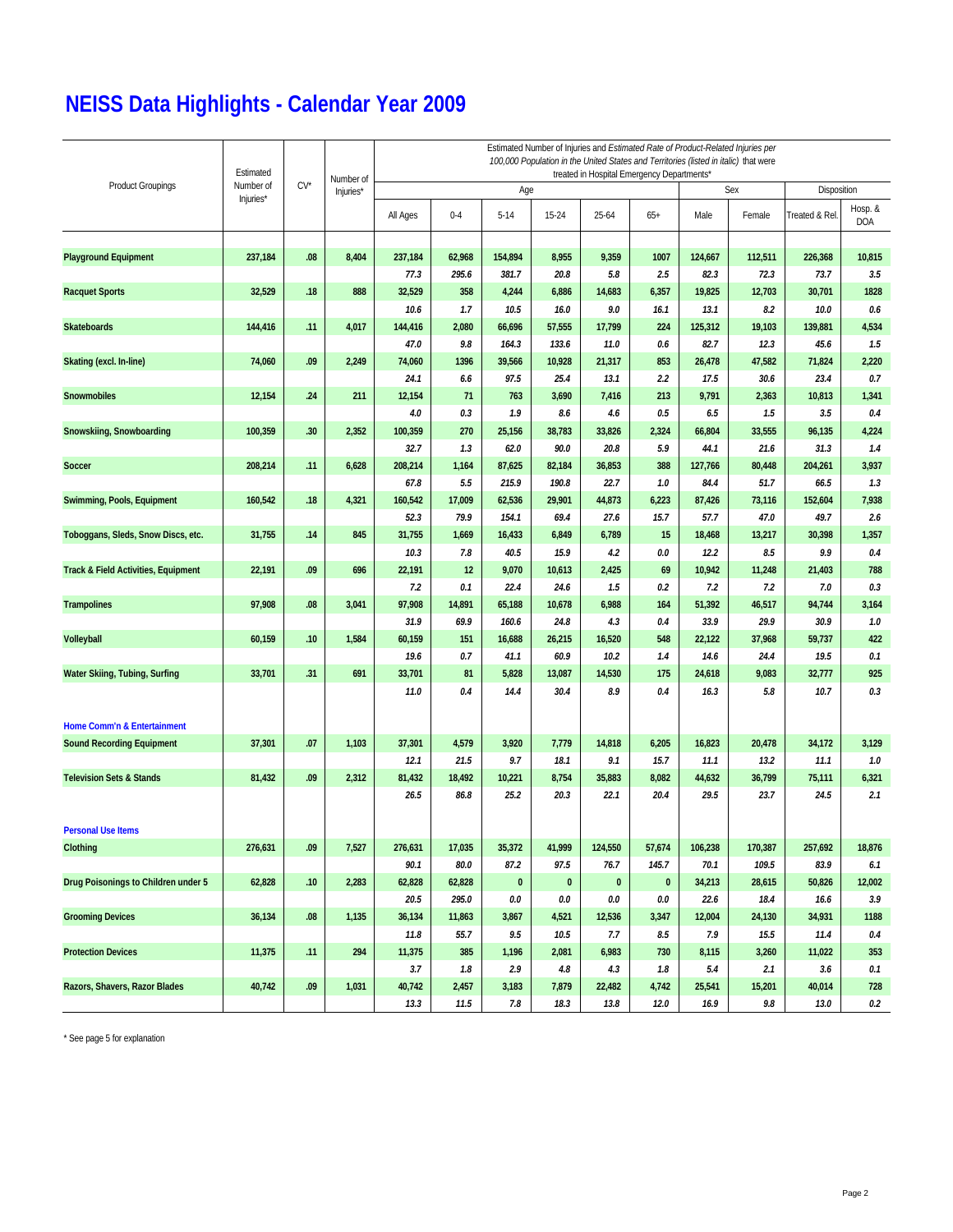# NEISS Data Highlights - Calendar Year 2009

| Product Groupings | Estimated Number of Injuries* | CV* | Number of Injuries* | Estimated Number of Injuries and *Estimated Rate of Product-Related Injuries per 100,000 Population in the United States and Territories (listed in italic)* that were treated in Hospital Emergency Departments* | | | | | | | | | |
|---|---|---|---|---|---|---|---|---|---|---|---|---|---|
| | | | | Age | | | | | | Sex | | Disposition | |
| | | | | All Ages | 0-4 | 5-14 | 15-24 | 25-64 | 65+ | Male | Female | Treated & Rel. | Hosp. & DOA |
| **Playground Equipment** | 237,184 | .08 | 8,404 | 237,184 | 62,968 | 154,894 | 8,955 | 9,359 | 1007 | 124,667 | 112,511 | 226,368 | 10,815 |
| | | | | *77.3* | *295.6* | *381.7* | *20.8* | *5.8* | *2.5* | *82.3* | *72.3* | *73.7* | *3.5* |
| **Racquet Sports** | 32,529 | .18 | 888 | 32,529 | 358 | 4,244 | 6,886 | 14,683 | 6,357 | 19,825 | 12,703 | 30,701 | 1828 |
| | | | | *10.6* | *1.7* | *10.5* | *16.0* | *9.0* | *16.1* | *13.1* | *8.2* | *10.0* | *0.6* |
| **Skateboards** | 144,416 | .11 | 4,017 | 144,416 | 2,080 | 66,696 | 57,555 | 17,799 | 224 | 125,312 | 19,103 | 139,881 | 4,534 |
| | | | | *47.0* | *9.8* | *164.3* | *133.6* | *11.0* | *0.6* | *82.7* | *12.3* | *45.6* | *1.5* |
| **Skating (excl. In-line)** | 74,060 | .09 | 2,249 | 74,060 | 1396 | 39,566 | 10,928 | 21,317 | 853 | 26,478 | 47,582 | 71,824 | 2,220 |
| | | | | *24.1* | *6.6* | *97.5* | *25.4* | *13.1* | *2.2* | *17.5* | *30.6* | *23.4* | *0.7* |
| **Snowmobiles** | 12,154 | .24 | 211 | 12,154 | 71 | 763 | 3,690 | 7,416 | 213 | 9,791 | 2,363 | 10,813 | 1,341 |
| | | | | *4.0* | *0.3* | *1.9* | *8.6* | *4.6* | *0.5* | *6.5* | *1.5* | *3.5* | *0.4* |
| **Snowskiing, Snowboarding** | 100,359 | .30 | 2,352 | 100,359 | 270 | 25,156 | 38,783 | 33,826 | 2,324 | 66,804 | 33,555 | 96,135 | 4,224 |
| | | | | *32.7* | *1.3* | *62.0* | *90.0* | *20.8* | *5.9* | *44.1* | *21.6* | *31.3* | *1.4* |
| **Soccer** | 208,214 | .11 | 6,628 | 208,214 | 1,164 | 87,625 | 82,184 | 36,853 | 388 | 127,766 | 80,448 | 204,261 | 3,937 |
| | | | | *67.8* | *5.5* | *215.9* | *190.8* | *22.7* | *1.0* | *84.4* | *51.7* | *66.5* | *1.3* |
| **Swimming, Pools, Equipment** | 160,542 | .18 | 4,321 | 160,542 | 17,009 | 62,536 | 29,901 | 44,873 | 6,223 | 87,426 | 73,116 | 152,604 | 7,938 |
| | | | | *52.3* | *79.9* | *154.1* | *69.4* | *27.6* | *15.7* | *57.7* | *47.0* | *49.7* | *2.6* |
| **Toboggans, Sleds, Snow Discs, etc.** | 31,755 | .14 | 845 | 31,755 | 1,669 | 16,433 | 6,849 | 6,789 | 15 | 18,468 | 13,217 | 30,398 | 1,357 |
| | | | | *10.3* | *7.8* | *40.5* | *15.9* | *4.2* | *0.0* | *12.2* | *8.5* | *9.9* | *0.4* |
| **Track & Field Activities, Equipment** | 22,191 | .09 | 696 | 22,191 | 12 | 9,070 | 10,613 | 2,425 | 69 | 10,942 | 11,248 | 21,403 | 788 |
| | | | | *7.2* | *0.1* | *22.4* | *24.6* | *1.5* | *0.2* | *7.2* | *7.2* | *7.0* | *0.3* |
| **Trampolines** | 97,908 | .08 | 3,041 | 97,908 | 14,891 | 65,188 | 10,678 | 6,988 | 164 | 51,392 | 46,517 | 94,744 | 3,164 |
| | | | | *31.9* | *69.9* | *160.6* | *24.8* | *4.3* | *0.4* | *33.9* | *29.9* | *30.9* | *1.0* |
| **Volleyball** | 60,159 | .10 | 1,584 | 60,159 | 151 | 16,688 | 26,215 | 16,520 | 548 | 22,122 | 37,968 | 59,737 | 422 |
| | | | | *19.6* | *0.7* | *41.1* | *60.9* | *10.2* | *1.4* | *14.6* | *24.4* | *19.5* | *0.1* |
| **Water Skiing, Tubing, Surfing** | 33,701 | .31 | 691 | 33,701 | 81 | 5,828 | 13,087 | 14,530 | 175 | 24,618 | 9,083 | 32,777 | 925 |
| | | | | *11.0* | *0.4* | *14.4* | *30.4* | *8.9* | *0.4* | *16.3* | *5.8* | *10.7* | *0.3* |
| **Home Comm'n & Entertainment** | | | | | | | | | | | | | |
| **Sound Recording Equipment** | 37,301 | .07 | 1,103 | 37,301 | 4,579 | 3,920 | 7,779 | 14,818 | 6,205 | 16,823 | 20,478 | 34,172 | 3,129 |
| | | | | *12.1* | *21.5* | *9.7* | *18.1* | *9.1* | *15.7* | *11.1* | *13.2* | *11.1* | *1.0* |
| **Television Sets & Stands** | 81,432 | .09 | 2,312 | 81,432 | 18,492 | 10,221 | 8,754 | 35,883 | 8,082 | 44,632 | 36,799 | 75,111 | 6,321 |
| | | | | *26.5* | *86.8* | *25.2* | *20.3* | *22.1* | *20.4* | *29.5* | *23.7* | *24.5* | *2.1* |
| **Personal Use Items** | | | | | | | | | | | | | |
| **Clothing** | 276,631 | .09 | 7,527 | 276,631 | 17,035 | 35,372 | 41,999 | 124,550 | 57,674 | 106,238 | 170,387 | 257,692 | 18,876 |
| | | | | *90.1* | *80.0* | *87.2* | *97.5* | *76.7* | *145.7* | *70.1* | *109.5* | *83.9* | *6.1* |
| **Drug Poisonings to Children under 5** | 62,828 | .10 | 2,283 | 62,828 | 62,828 | 0 | 0 | 0 | 0 | 34,213 | 28,615 | 50,826 | 12,002 |
| | | | | *20.5* | *295.0* | *0.0* | *0.0* | *0.0* | *0.0* | *22.6* | *18.4* | *16.6* | *3.9* |
| **Grooming Devices** | 36,134 | .08 | 1,135 | 36,134 | 11,863 | 3,867 | 4,521 | 12,536 | 3,347 | 12,004 | 24,130 | 34,931 | 1188 |
| | | | | *11.8* | *55.7* | *9.5* | *10.5* | *7.7* | *8.5* | *7.9* | *15.5* | *11.4* | *0.4* |
| **Protection Devices** | 11,375 | .11 | 294 | 11,375 | 385 | 1,196 | 2,081 | 6,983 | 730 | 8,115 | 3,260 | 11,022 | 353 |
| | | | | *3.7* | *1.8* | *2.9* | *4.8* | *4.3* | *1.8* | *5.4* | *2.1* | *3.6* | *0.1* |
| **Razors, Shavers, Razor Blades** | 40,742 | .09 | 1,031 | 40,742 | 2,457 | 3,183 | 7,879 | 22,482 | 4,742 | 25,541 | 15,201 | 40,014 | 728 |
| | | | | *13.3* | *11.5* | *7.8* | *18.3* | *13.8* | *12.0* | *16.9* | *9.8* | *13.0* | *0.2* |

* See page 5 for explanation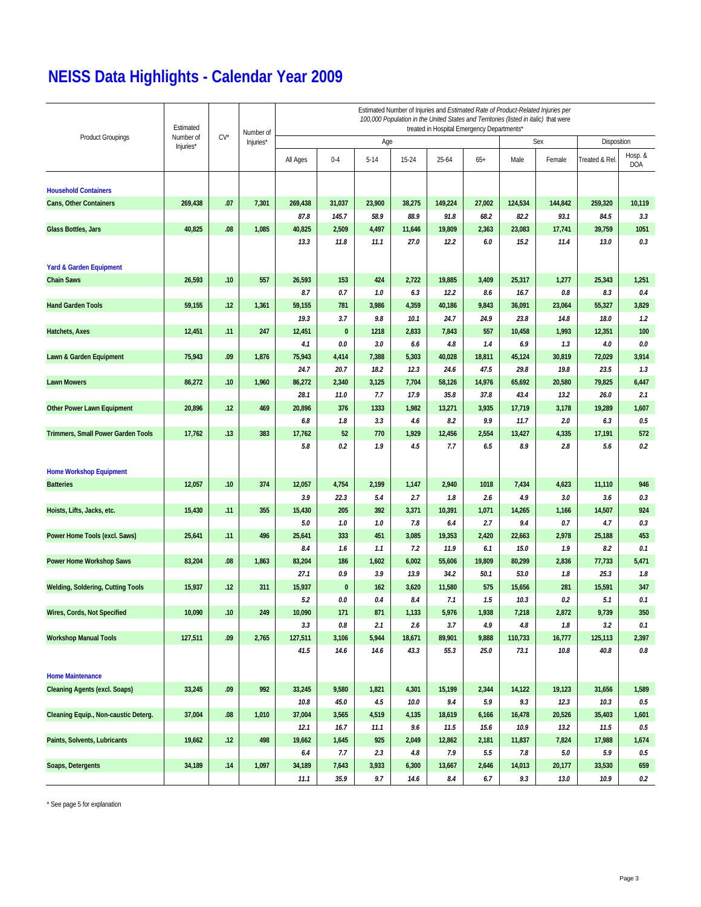# NEISS Data Highlights - Calendar Year 2009

| Product Groupings | Estimated Number of Injuries* | CV* | Number of Injuries* | Estimated Number of Injuries and *Estimated Rate of Product-Related Injuries per 100,000 Population in the United States and Territories (listed in italic)* that were treated in Hospital Emergency Departments* | | | | | | | | | |
|---|---|---|---|---|---|---|---|---|---|---|---|---|---|
| | | | | Age | | | | | | Sex | | Disposition | |
| | | | | All Ages | 0-4 | 5-14 | 15-24 | 25-64 | 65+ | Male | Female | Treated & Rel. | Hosp. & DOA |
| **Household Containers** | | | | | | | | | | | | | |
| **Cans, Other Containers** | 269,438 | .07 | 7,301 | 269,438 | 31,037 | 23,900 | 38,275 | 149,224 | 27,002 | 124,534 | 144,842 | 259,320 | 10,119 |
| | | | | *87.8* | *145.7* | *58.9* | *88.9* | *91.8* | *68.2* | *82.2* | *93.1* | *84.5* | *3.3* |
| **Glass Bottles, Jars** | 40,825 | .08 | 1,085 | 40,825 | 2,509 | 4,497 | 11,646 | 19,809 | 2,363 | 23,083 | 17,741 | 39,759 | 1051 |
| | | | | *13.3* | *11.8* | *11.1* | *27.0* | *12.2* | *6.0* | *15.2* | *11.4* | *13.0* | *0.3* |
| **Yard & Garden Equipment** | | | | | | | | | | | | | |
| **Chain Saws** | 26,593 | .10 | 557 | 26,593 | 153 | 424 | 2,722 | 19,885 | 3,409 | 25,317 | 1,277 | 25,343 | 1,251 |
| | | | | *8.7* | *0.7* | *1.0* | *6.3* | *12.2* | *8.6* | *16.7* | *0.8* | *8.3* | *0.4* |
| **Hand Garden Tools** | 59,155 | .12 | 1,361 | 59,155 | 781 | 3,986 | 4,359 | 40,186 | 9,843 | 36,091 | 23,064 | 55,327 | 3,829 |
| | | | | *19.3* | *3.7* | *9.8* | *10.1* | *24.7* | *24.9* | *23.8* | *14.8* | *18.0* | *1.2* |
| **Hatchets, Axes** | 12,451 | .11 | 247 | 12,451 | 0 | 1218 | 2,833 | 7,843 | 557 | 10,458 | 1,993 | 12,351 | 100 |
| | | | | *4.1* | *0.0* | *3.0* | *6.6* | *4.8* | *1.4* | *6.9* | *1.3* | *4.0* | *0.0* |
| **Lawn & Garden Equipment** | 75,943 | .09 | 1,876 | 75,943 | 4,414 | 7,388 | 5,303 | 40,028 | 18,811 | 45,124 | 30,819 | 72,029 | 3,914 |
| | | | | *24.7* | *20.7* | *18.2* | *12.3* | *24.6* | *47.5* | *29.8* | *19.8* | *23.5* | *1.3* |
| **Lawn Mowers** | 86,272 | .10 | 1,960 | 86,272 | 2,340 | 3,125 | 7,704 | 58,126 | 14,976 | 65,692 | 20,580 | 79,825 | 6,447 |
| | | | | *28.1* | *11.0* | *7.7* | *17.9* | *35.8* | *37.8* | *43.4* | *13.2* | *26.0* | *2.1* |
| **Other Power Lawn Equipment** | 20,896 | .12 | 469 | 20,896 | 376 | 1333 | 1,982 | 13,271 | 3,935 | 17,719 | 3,178 | 19,289 | 1,607 |
| | | | | *6.8* | *1.8* | *3.3* | *4.6* | *8.2* | *9.9* | *11.7* | *2.0* | *6.3* | *0.5* |
| **Trimmers, Small Power Garden Tools** | 17,762 | .13 | 383 | 17,762 | 52 | 770 | 1,929 | 12,456 | 2,554 | 13,427 | 4,335 | 17,191 | 572 |
| | | | | *5.8* | *0.2* | *1.9* | *4.5* | *7.7* | *6.5* | *8.9* | *2.8* | *5.6* | *0.2* |
| **Home Workshop Equipment** | | | | | | | | | | | | | |
| **Batteries** | 12,057 | .10 | 374 | 12,057 | 4,754 | 2,199 | 1,147 | 2,940 | 1018 | 7,434 | 4,623 | 11,110 | 946 |
| | | | | *3.9* | *22.3* | *5.4* | *2.7* | *1.8* | *2.6* | *4.9* | *3.0* | *3.6* | *0.3* |
| **Hoists, Lifts, Jacks, etc.** | 15,430 | .11 | 355 | 15,430 | 205 | 392 | 3,371 | 10,391 | 1,071 | 14,265 | 1,166 | 14,507 | 924 |
| | | | | *5.0* | *1.0* | *1.0* | *7.8* | *6.4* | *2.7* | *9.4* | *0.7* | *4.7* | *0.3* |
| **Power Home Tools (excl. Saws)** | 25,641 | .11 | 496 | 25,641 | 333 | 451 | 3,085 | 19,353 | 2,420 | 22,663 | 2,978 | 25,188 | 453 |
| | | | | *8.4* | *1.6* | *1.1* | *7.2* | *11.9* | *6.1* | *15.0* | *1.9* | *8.2* | *0.1* |
| **Power Home Workshop Saws** | 83,204 | .08 | 1,863 | 83,204 | 186 | 1,602 | 6,002 | 55,606 | 19,809 | 80,299 | 2,836 | 77,733 | 5,471 |
| | | | | *27.1* | *0.9* | *3.9* | *13.9* | *34.2* | *50.1* | *53.0* | *1.8* | *25.3* | *1.8* |
| **Welding, Soldering, Cutting Tools** | 15,937 | .12 | 311 | 15,937 | 0 | 162 | 3,620 | 11,580 | 575 | 15,656 | 281 | 15,591 | 347 |
| | | | | *5.2* | *0.0* | *0.4* | *8.4* | *7.1* | *1.5* | *10.3* | *0.2* | *5.1* | *0.1* |
| **Wires, Cords, Not Specified** | 10,090 | .10 | 249 | 10,090 | 171 | 871 | 1,133 | 5,976 | 1,938 | 7,218 | 2,872 | 9,739 | 350 |
| | | | | *3.3* | *0.8* | *2.1* | *2.6* | *3.7* | *4.9* | *4.8* | *1.8* | *3.2* | *0.1* |
| **Workshop Manual Tools** | 127,511 | .09 | 2,765 | 127,511 | 3,106 | 5,944 | 18,671 | 89,901 | 9,888 | 110,733 | 16,777 | 125,113 | 2,397 |
| | | | | *41.5* | *14.6* | *14.6* | *43.3* | *55.3* | *25.0* | *73.1* | *10.8* | *40.8* | *0.8* |
| **Home Maintenance** | | | | | | | | | | | | | |
| **Cleaning Agents (excl. Soaps)** | 33,245 | .09 | 992 | 33,245 | 9,580 | 1,821 | 4,301 | 15,199 | 2,344 | 14,122 | 19,123 | 31,656 | 1,589 |
| | | | | *10.8* | *45.0* | *4.5* | *10.0* | *9.4* | *5.9* | *9.3* | *12.3* | *10.3* | *0.5* |
| **Cleaning Equip., Non-caustic Deterg.** | 37,004 | .08 | 1,010 | 37,004 | 3,565 | 4,519 | 4,135 | 18,619 | 6,166 | 16,478 | 20,526 | 35,403 | 1,601 |
| | | | | *12.1* | *16.7* | *11.1* | *9.6* | *11.5* | *15.6* | *10.9* | *13.2* | *11.5* | *0.5* |
| **Paints, Solvents, Lubricants** | 19,662 | .12 | 498 | 19,662 | 1,645 | 925 | 2,049 | 12,862 | 2,181 | 11,837 | 7,824 | 17,988 | 1,674 |
| | | | | *6.4* | *7.7* | *2.3* | *4.8* | *7.9* | *5.5* | *7.8* | *5.0* | *5.9* | *0.5* |
| **Soaps, Detergents** | 34,189 | .14 | 1,097 | 34,189 | 7,643 | 3,933 | 6,300 | 13,667 | 2,646 | 14,013 | 20,177 | 33,530 | 659 |
| | | | | *11.1* | *35.9* | *9.7* | *14.6* | *8.4* | *6.7* | *9.3* | *13.0* | *10.9* | *0.2* |

* See page 5 for explanation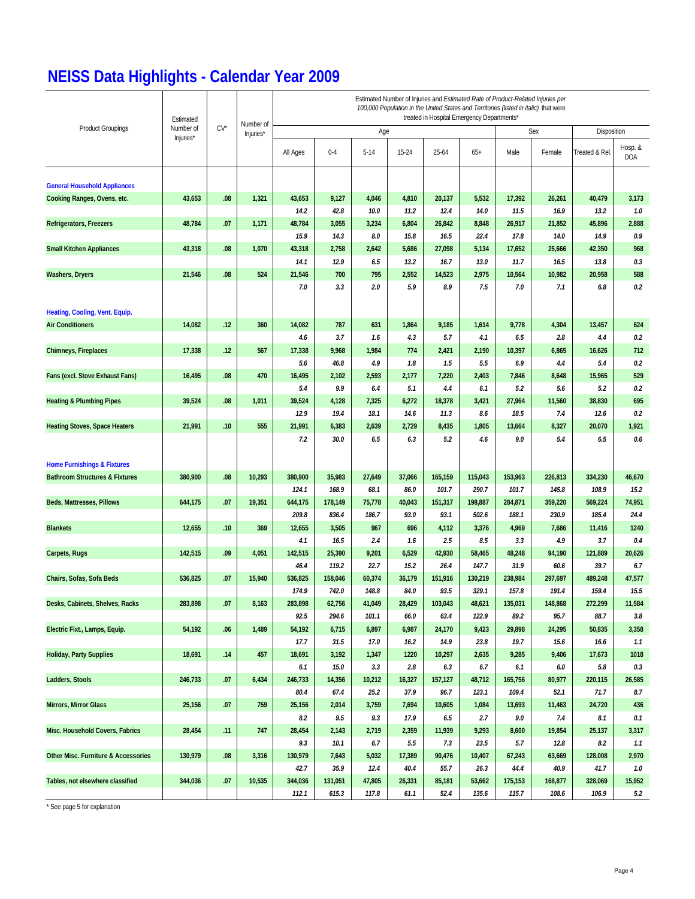# NEISS Data Highlights - Calendar Year 2009

| Product Groupings | Estimated Number of Injuries* | CV* | Number of Injuries* | Estimated Number of Injuries and *Estimated Rate of Product-Related Injuries per 100,000 Population in the United States and Territories (listed in italic)* that were treated in Hospital Emergency Departments* | | | | | | | | | |
|---|---|---|---|---|---|---|---|---|---|---|---|---|---|
| | | | | Age | | | | | | Sex | | Disposition | |
| | | | | All Ages | 0-4 | 5-14 | 15-24 | 25-64 | 65+ | Male | Female | Treated & Rel. | Hosp. & DOA |
| **General Household Appliances** | | | | | | | | | | | | | |
| **Cooking Ranges, Ovens, etc.** | 43,653 | .08 | 1,321 | 43,653 | 9,127 | 4,046 | 4,810 | 20,137 | 5,532 | 17,392 | 26,261 | 40,479 | 3,173 |
| | | | | *14.2* | *42.8* | *10.0* | *11.2* | *12.4* | *14.0* | *11.5* | *16.9* | *13.2* | *1.0* |
| **Refrigerators, Freezers** | 48,784 | .07 | 1,171 | 48,784 | 3,055 | 3,234 | 6,804 | 26,842 | 8,848 | 26,917 | 21,852 | 45,896 | 2,888 |
| | | | | *15.9* | *14.3* | *8.0* | *15.8* | *16.5* | *22.4* | *17.8* | *14.0* | *14.9* | *0.9* |
| **Small Kitchen Appliances** | 43,318 | .08 | 1,070 | 43,318 | 2,758 | 2,642 | 5,686 | 27,098 | 5,134 | 17,652 | 25,666 | 42,350 | 968 |
| | | | | *14.1* | *12.9* | *6.5* | *13.2* | *16.7* | *13.0* | *11.7* | *16.5* | *13.8* | *0.3* |
| **Washers, Dryers** | 21,546 | .08 | 524 | 21,546 | 700 | 795 | 2,552 | 14,523 | 2,975 | 10,564 | 10,982 | 20,958 | 588 |
| | | | | *7.0* | *3.3* | *2.0* | *5.9* | *8.9* | *7.5* | *7.0* | *7.1* | *6.8* | *0.2* |
| **Heating, Cooling, Vent. Equip.** | | | | | | | | | | | | | |
| **Air Conditioners** | 14,082 | .12 | 360 | 14,082 | 787 | 631 | 1,864 | 9,185 | 1,614 | 9,778 | 4,304 | 13,457 | 624 |
| | | | | *4.6* | *3.7* | *1.6* | *4.3* | *5.7* | *4.1* | *6.5* | *2.8* | *4.4* | *0.2* |
| **Chimneys, Fireplaces** | 17,338 | .12 | 567 | 17,338 | 9,968 | 1,984 | 774 | 2,421 | 2,190 | 10,397 | 6,865 | 16,626 | 712 |
| | | | | *5.6* | *46.8* | *4.9* | *1.8* | *1.5* | *5.5* | *6.9* | *4.4* | *5.4* | *0.2* |
| **Fans (excl. Stove Exhaust Fans)** | 16,495 | .08 | 470 | 16,495 | 2,102 | 2,593 | 2,177 | 7,220 | 2,403 | 7,846 | 8,648 | 15,965 | 529 |
| | | | | *5.4* | *9.9* | *6.4* | *5.1* | *4.4* | *6.1* | *5.2* | *5.6* | *5.2* | *0.2* |
| **Heating & Plumbing Pipes** | 39,524 | .08 | 1,011 | 39,524 | 4,128 | 7,325 | 6,272 | 18,378 | 3,421 | 27,964 | 11,560 | 38,830 | 695 |
| | | | | *12.9* | *19.4* | *18.1* | *14.6* | *11.3* | *8.6* | *18.5* | *7.4* | *12.6* | *0.2* |
| **Heating Stoves, Space Heaters** | 21,991 | .10 | 555 | 21,991 | 6,383 | 2,639 | 2,729 | 8,435 | 1,805 | 13,664 | 8,327 | 20,070 | 1,921 |
| | | | | *7.2* | *30.0* | *6.5* | *6.3* | *5.2* | *4.6* | *9.0* | *5.4* | *6.5* | *0.6* |
| **Home Furnishings & Fixtures** | | | | | | | | | | | | | |
| **Bathroom Structures & Fixtures** | 380,900 | .08 | 10,293 | 380,900 | 35,983 | 27,649 | 37,066 | 165,159 | 115,043 | 153,963 | 226,813 | 334,230 | 46,670 |
| | | | | *124.1* | *168.9* | *68.1* | *86.0* | *101.7* | *290.7* | *101.7* | *145.8* | *108.9* | *15.2* |
| **Beds, Mattresses, Pillows** | 644,175 | .07 | 19,351 | 644,175 | 178,149 | 75,778 | 40,043 | 151,317 | 198,887 | 284,871 | 359,220 | 569,224 | 74,951 |
| | | | | *209.8* | *836.4* | *186.7* | *93.0* | *93.1* | *502.6* | *188.1* | *230.9* | *185.4* | *24.4* |
| **Blankets** | 12,655 | .10 | 369 | 12,655 | 3,505 | 967 | 696 | 4,112 | 3,376 | 4,969 | 7,686 | 11,416 | 1240 |
| | | | | *4.1* | *16.5* | *2.4* | *1.6* | *2.5* | *8.5* | *3.3* | *4.9* | *3.7* | *0.4* |
| **Carpets, Rugs** | 142,515 | .09 | 4,051 | 142,515 | 25,390 | 9,201 | 6,529 | 42,930 | 58,465 | 48,248 | 94,190 | 121,889 | 20,626 |
| | | | | *46.4* | *119.2* | *22.7* | *15.2* | *26.4* | *147.7* | *31.9* | *60.6* | *39.7* | *6.7* |
| **Chairs, Sofas, Sofa Beds** | 536,825 | .07 | 15,940 | 536,825 | 158,046 | 60,374 | 36,179 | 151,916 | 130,219 | 238,984 | 297,697 | 489,248 | 47,577 |
| | | | | *174.9* | *742.0* | *148.8* | *84.0* | *93.5* | *329.1* | *157.8* | *191.4* | *159.4* | *15.5* |
| **Desks, Cabinets, Shelves, Racks** | 283,898 | .07 | 8,163 | 283,898 | 62,756 | 41,049 | 28,429 | 103,043 | 48,621 | 135,031 | 148,868 | 272,299 | 11,584 |
| | | | | *92.5* | *294.6* | *101.1* | *66.0* | *63.4* | *122.9* | *89.2* | *95.7* | *88.7* | *3.8* |
| **Electric Fixt., Lamps, Equip.** | 54,192 | .06 | 1,489 | 54,192 | 6,715 | 6,897 | 6,987 | 24,170 | 9,423 | 29,898 | 24,295 | 50,835 | 3,358 |
| | | | | *17.7* | *31.5* | *17.0* | *16.2* | *14.9* | *23.8* | *19.7* | *15.6* | *16.6* | *1.1* |
| **Holiday, Party Supplies** | 18,691 | .14 | 457 | 18,691 | 3,192 | 1,347 | 1220 | 10,297 | 2,635 | 9,285 | 9,406 | 17,673 | 1018 |
| | | | | *6.1* | *15.0* | *3.3* | *2.8* | *6.3* | *6.7* | *6.1* | *6.0* | *5.8* | *0.3* |
| **Ladders, Stools** | 246,733 | .07 | 6,434 | 246,733 | 14,356 | 10,212 | 16,327 | 157,127 | 48,712 | 165,756 | 80,977 | 220,115 | 26,585 |
| | | | | *80.4* | *67.4* | *25.2* | *37.9* | *96.7* | *123.1* | *109.4* | *52.1* | *71.7* | *8.7* |
| **Mirrors, Mirror Glass** | 25,156 | .07 | 759 | 25,156 | 2,014 | 3,759 | 7,694 | 10,605 | 1,084 | 13,693 | 11,463 | 24,720 | 436 |
| | | | | *8.2* | *9.5* | *9.3* | *17.9* | *6.5* | *2.7* | *9.0* | *7.4* | *8.1* | *0.1* |
| **Misc. Household Covers, Fabrics** | 28,454 | .11 | 747 | 28,454 | 2,143 | 2,719 | 2,359 | 11,939 | 9,293 | 8,600 | 19,854 | 25,137 | 3,317 |
| | | | | *9.3* | *10.1* | *6.7* | *5.5* | *7.3* | *23.5* | *5.7* | *12.8* | *8.2* | *1.1* |
| **Other Misc. Furniture & Accessories** | 130,979 | .08 | 3,316 | 130,979 | 7,643 | 5,032 | 17,389 | 90,476 | 10,407 | 67,243 | 63,669 | 128,008 | 2,970 |
| | | | | *42.7* | *35.9* | *12.4* | *40.4* | *55.7* | *26.3* | *44.4* | *40.9* | *41.7* | *1.0* |
| **Tables, not elsewhere classified** | 344,036 | .07 | 10,535 | 344,036 | 131,051 | 47,805 | 26,331 | 85,181 | 53,662 | 175,153 | 168,877 | 328,069 | 15,952 |
| | | | | *112.1* | *615.3* | *117.8* | *61.1* | *52.4* | *135.6* | *115.7* | *108.6* | *106.9* | *5.2* |

\* See page 5 for explanation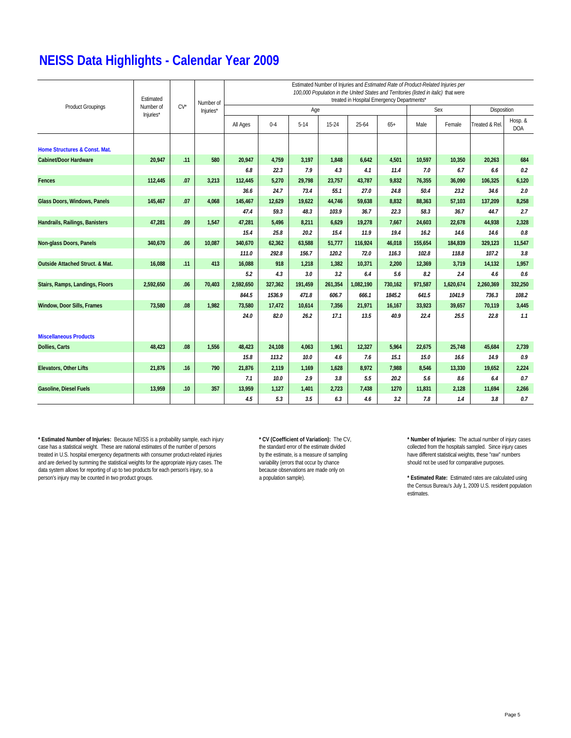# NEISS Data Highlights - Calendar Year 2009

| Product Groupings | Estimated Number of Injuries* | CV* | Number of Injuries* | Estimated Number of Injuries and *Estimated Rate of Product-Related Injuries per 100,000 Population in the United States and Territories (listed in italic)* that were treated in Hospital Emergency Departments* | | | | | | | | | |
|---|---|---|---|---|---|---|---|---|---|---|---|---|---|
| | | | | | Age | | | | | Sex | | Disposition | |
| | | | | All Ages | 0-4 | 5-14 | 15-24 | 25-64 | 65+ | Male | Female | Treated & Rel. | Hosp. & DOA |
| **Home Structures & Const. Mat.** | | | | | | | | | | | | | |
| **Cabinet/Door Hardware** | 20,947 | .11 | 580 | 20,947 | 4,759 | 3,197 | 1,848 | 6,642 | 4,501 | 10,597 | 10,350 | 20,263 | 684 |
| | | | | *6.8* | *22.3* | *7.9* | *4.3* | *4.1* | *11.4* | *7.0* | *6.7* | *6.6* | *0.2* |
| **Fences** | 112,445 | .07 | 3,213 | 112,445 | 5,270 | 29,798 | 23,757 | 43,787 | 9,832 | 76,355 | 36,090 | 106,325 | 6,120 |
| | | | | *36.6* | *24.7* | *73.4* | *55.1* | *27.0* | *24.8* | *50.4* | *23.2* | *34.6* | *2.0* |
| **Glass Doors, Windows, Panels** | 145,467 | .07 | 4,068 | 145,467 | 12,629 | 19,622 | 44,746 | 59,638 | 8,832 | 88,363 | 57,103 | 137,209 | 8,258 |
| | | | | *47.4* | *59.3* | *48.3* | *103.9* | *36.7* | *22.3* | *58.3* | *36.7* | *44.7* | *2.7* |
| **Handrails, Railings, Banisters** | 47,281 | .09 | 1,547 | 47,281 | 5,496 | 8,211 | 6,629 | 19,278 | 7,667 | 24,603 | 22,678 | 44,938 | 2,328 |
| | | | | *15.4* | *25.8* | *20.2* | *15.4* | *11.9* | *19.4* | *16.2* | *14.6* | *14.6* | *0.8* |
| **Non-glass Doors, Panels** | 340,670 | .06 | 10,087 | 340,670 | 62,362 | 63,588 | 51,777 | 116,924 | 46,018 | 155,654 | 184,839 | 329,123 | 11,547 |
| | | | | *111.0* | *292.8* | *156.7* | *120.2* | *72.0* | *116.3* | *102.8* | *118.8* | *107.2* | *3.8* |
| **Outside Attached Struct. & Mat.** | 16,088 | .11 | 413 | 16,088 | 918 | 1,218 | 1,382 | 10,371 | 2,200 | 12,369 | 3,719 | 14,132 | 1,957 |
| | | | | *5.2* | *4.3* | *3.0* | *3.2* | *6.4* | *5.6* | *8.2* | *2.4* | *4.6* | *0.6* |
| **Stairs, Ramps, Landings, Floors** | 2,592,650 | .06 | 70,403 | 2,592,650 | 327,362 | 191,459 | 261,354 | 1,082,190 | 730,162 | 971,587 | 1,620,674 | 2,260,369 | 332,250 |
| | | | | *844.5* | *1536.9* | *471.8* | *606.7* | *666.1* | *1845.2* | *641.5* | *1041.9* | *736.3* | *108.2* |
| **Window, Door Sills, Frames** | 73,580 | .08 | 1,982 | 73,580 | 17,472 | 10,614 | 7,356 | 21,971 | 16,167 | 33,923 | 39,657 | 70,119 | 3,445 |
| | | | | *24.0* | *82.0* | *26.2* | *17.1* | *13.5* | *40.9* | *22.4* | *25.5* | *22.8* | *1.1* |
| **Miscellaneous Products** | | | | | | | | | | | | | |
| **Dollies, Carts** | 48,423 | .08 | 1,556 | 48,423 | 24,108 | 4,063 | 1,961 | 12,327 | 5,964 | 22,675 | 25,748 | 45,684 | 2,739 |
| | | | | *15.8* | *113.2* | *10.0* | *4.6* | *7.6* | *15.1* | *15.0* | *16.6* | *14.9* | *0.9* |
| **Elevators, Other Lifts** | 21,876 | .16 | 790 | 21,876 | 2,119 | 1,169 | 1,628 | 8,972 | 7,988 | 8,546 | 13,330 | 19,652 | 2,224 |
| | | | | *7.1* | *10.0* | *2.9* | *3.8* | *5.5* | *20.2* | *5.6* | *8.6* | *6.4* | *0.7* |
| **Gasoline, Diesel Fuels** | 13,959 | .10 | 357 | 13,959 | 1,127 | 1,401 | 2,723 | 7,438 | 1270 | 11,831 | 2,128 | 11,694 | 2,266 |
| | | | | *4.5* | *5.3* | *3.5* | *6.3* | *4.6* | *3.2* | *7.8* | *1.4* | *3.8* | *0.7* |

**\* Estimated Number of Injuries:** Because NEISS is a probability sample, each injury case has a statistical weight. These are national estimates of the number of persons treated in U.S. hospital emergency departments with consumer product-related injuries and are derived by summing the statistical weights for the appropriate injury cases. The data system allows for reporting of up to two products for each person's injury, so a person's injury may be counted in two product groups.

**\* CV (Coefficient of Variation):** The CV, the standard error of the estimate divided by the estimate, is a measure of sampling variability (errors that occur by chance because observations are made only on a population sample).

**\* Number of Injuries:** The actual number of injury cases collected from the hospitals sampled. Since injury cases have different statistical weights, these "raw" numbers should not be used for comparative purposes.

**\* Estimated Rate:** Estimated rates are calculated using the Census Bureau's July 1, 2009 U.S. resident population estimates.